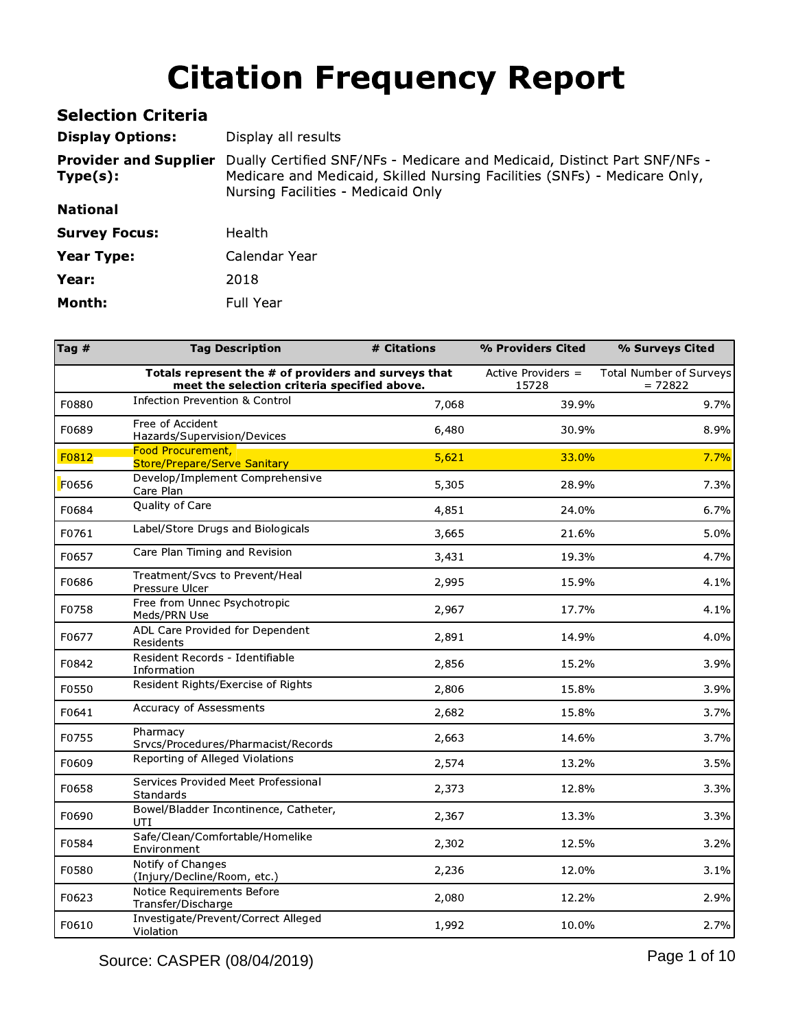# Citation Frequency Report

## Selection Criteria

**Display Options:** Display all results

**Provider and Supplier Type(s):** Dually Certified SNF/NFs - Medicare and Medicaid, Distinct Part SNF/NFs - Medicare and Medicaid, Skilled Nursing Facilities (SNFs) - Medicare Only, Nursing Facilities - Medicaid Only

**National**

**Survey Focus:** Health

**Year Type:** Calendar Year

**Year:** 2018

**Month:** Full Year

| Tag # | Tag Description | # Citations | % Providers Cited | % Surveys Cited |
|---|---|---|---|---|
| | **Totals represent the # of providers and surveys that meet the selection criteria specified above.** | | Active Providers = 15728 | Total Number of Surveys = 72822 |
| F0880 | Infection Prevention & Control | 7,068 | 39.9% | 9.7% |
| F0689 | Free of Accident Hazards/Supervision/Devices | 6,480 | 30.9% | 8.9% |
| F0812 | Food Procurement, Store/Prepare/Serve Sanitary | 5,621 | 33.0% | 7.7% |
| F0656 | Develop/Implement Comprehensive Care Plan | 5,305 | 28.9% | 7.3% |
| F0684 | Quality of Care | 4,851 | 24.0% | 6.7% |
| F0761 | Label/Store Drugs and Biologicals | 3,665 | 21.6% | 5.0% |
| F0657 | Care Plan Timing and Revision | 3,431 | 19.3% | 4.7% |
| F0686 | Treatment/Svcs to Prevent/Heal Pressure Ulcer | 2,995 | 15.9% | 4.1% |
| F0758 | Free from Unnec Psychotropic Meds/PRN Use | 2,967 | 17.7% | 4.1% |
| F0677 | ADL Care Provided for Dependent Residents | 2,891 | 14.9% | 4.0% |
| F0842 | Resident Records - Identifiable Information | 2,856 | 15.2% | 3.9% |
| F0550 | Resident Rights/Exercise of Rights | 2,806 | 15.8% | 3.9% |
| F0641 | Accuracy of Assessments | 2,682 | 15.8% | 3.7% |
| F0755 | Pharmacy Srvcs/Procedures/Pharmacist/Records | 2,663 | 14.6% | 3.7% |
| F0609 | Reporting of Alleged Violations | 2,574 | 13.2% | 3.5% |
| F0658 | Services Provided Meet Professional Standards | 2,373 | 12.8% | 3.3% |
| F0690 | Bowel/Bladder Incontinence, Catheter, UTI | 2,367 | 13.3% | 3.3% |
| F0584 | Safe/Clean/Comfortable/Homelike Environment | 2,302 | 12.5% | 3.2% |
| F0580 | Notify of Changes (Injury/Decline/Room, etc.) | 2,236 | 12.0% | 3.1% |
| F0623 | Notice Requirements Before Transfer/Discharge | 2,080 | 12.2% | 2.9% |
| F0610 | Investigate/Prevent/Correct Alleged Violation | 1,992 | 10.0% | 2.7% |

Source: CASPER (08/04/2019)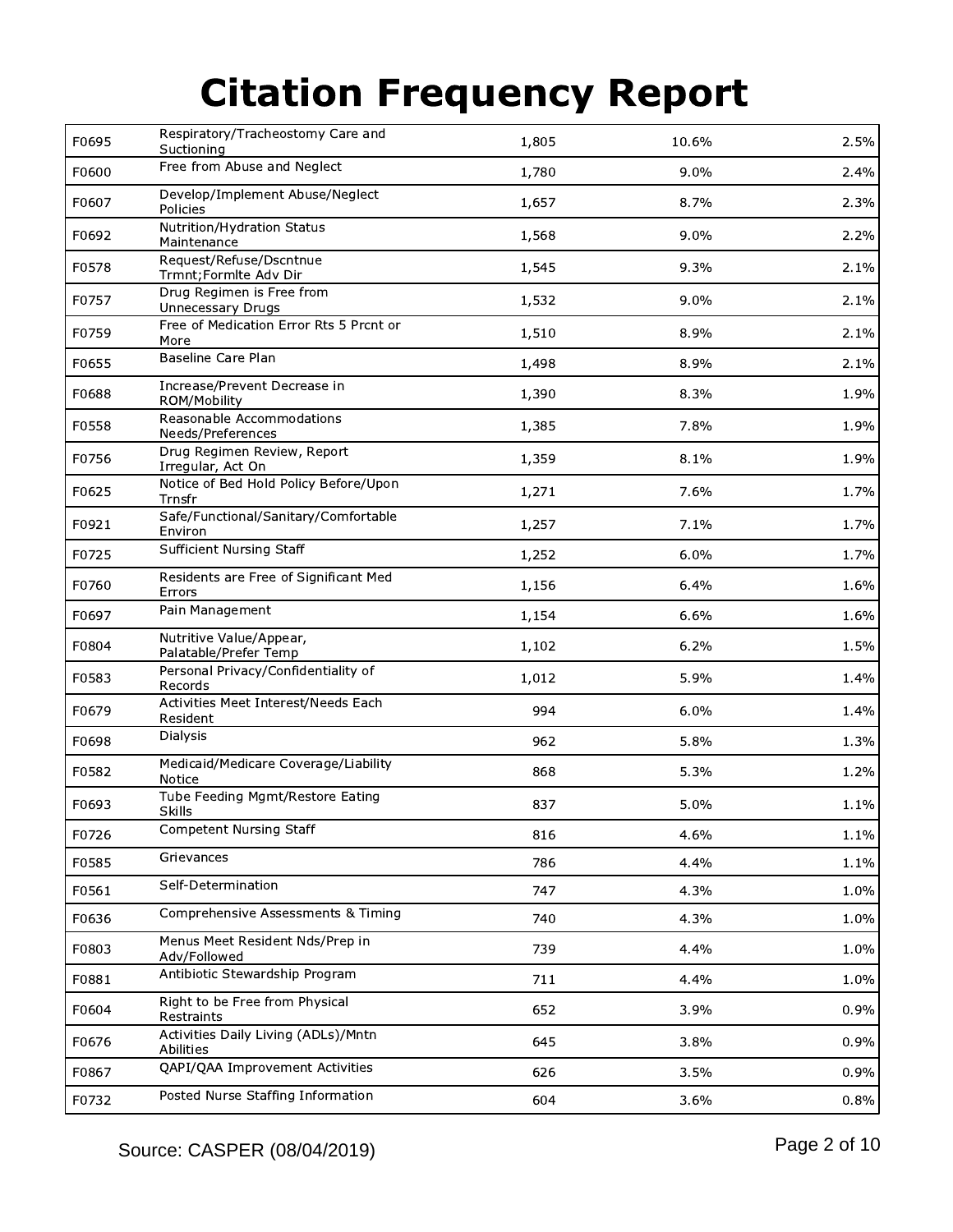# Citation Frequency Report

| | | | | |
|---|---|---|---|---|
| F0695 | Respiratory/Tracheostomy Care and Suctioning | 1,805 | 10.6% | 2.5% |
| F0600 | Free from Abuse and Neglect | 1,780 | 9.0% | 2.4% |
| F0607 | Develop/Implement Abuse/Neglect Policies | 1,657 | 8.7% | 2.3% |
| F0692 | Nutrition/Hydration Status Maintenance | 1,568 | 9.0% | 2.2% |
| F0578 | Request/Refuse/Dscntnue Trmnt;Formlte Adv Dir | 1,545 | 9.3% | 2.1% |
| F0757 | Drug Regimen is Free from Unnecessary Drugs | 1,532 | 9.0% | 2.1% |
| F0759 | Free of Medication Error Rts 5 Prcnt or More | 1,510 | 8.9% | 2.1% |
| F0655 | Baseline Care Plan | 1,498 | 8.9% | 2.1% |
| F0688 | Increase/Prevent Decrease in ROM/Mobility | 1,390 | 8.3% | 1.9% |
| F0558 | Reasonable Accommodations Needs/Preferences | 1,385 | 7.8% | 1.9% |
| F0756 | Drug Regimen Review, Report Irregular, Act On | 1,359 | 8.1% | 1.9% |
| F0625 | Notice of Bed Hold Policy Before/Upon Trnsfr | 1,271 | 7.6% | 1.7% |
| F0921 | Safe/Functional/Sanitary/Comfortable Environ | 1,257 | 7.1% | 1.7% |
| F0725 | Sufficient Nursing Staff | 1,252 | 6.0% | 1.7% |
| F0760 | Residents are Free of Significant Med Errors | 1,156 | 6.4% | 1.6% |
| F0697 | Pain Management | 1,154 | 6.6% | 1.6% |
| F0804 | Nutritive Value/Appear, Palatable/Prefer Temp | 1,102 | 6.2% | 1.5% |
| F0583 | Personal Privacy/Confidentiality of Records | 1,012 | 5.9% | 1.4% |
| F0679 | Activities Meet Interest/Needs Each Resident | 994 | 6.0% | 1.4% |
| F0698 | Dialysis | 962 | 5.8% | 1.3% |
| F0582 | Medicaid/Medicare Coverage/Liability Notice | 868 | 5.3% | 1.2% |
| F0693 | Tube Feeding Mgmt/Restore Eating Skills | 837 | 5.0% | 1.1% |
| F0726 | Competent Nursing Staff | 816 | 4.6% | 1.1% |
| F0585 | Grievances | 786 | 4.4% | 1.1% |
| F0561 | Self-Determination | 747 | 4.3% | 1.0% |
| F0636 | Comprehensive Assessments & Timing | 740 | 4.3% | 1.0% |
| F0803 | Menus Meet Resident Nds/Prep in Adv/Followed | 739 | 4.4% | 1.0% |
| F0881 | Antibiotic Stewardship Program | 711 | 4.4% | 1.0% |
| F0604 | Right to be Free from Physical Restraints | 652 | 3.9% | 0.9% |
| F0676 | Activities Daily Living (ADLs)/Mntn Abilities | 645 | 3.8% | 0.9% |
| F0867 | QAPI/QAA Improvement Activities | 626 | 3.5% | 0.9% |
| F0732 | Posted Nurse Staffing Information | 604 | 3.6% | 0.8% |

Source: CASPER (08/04/2019)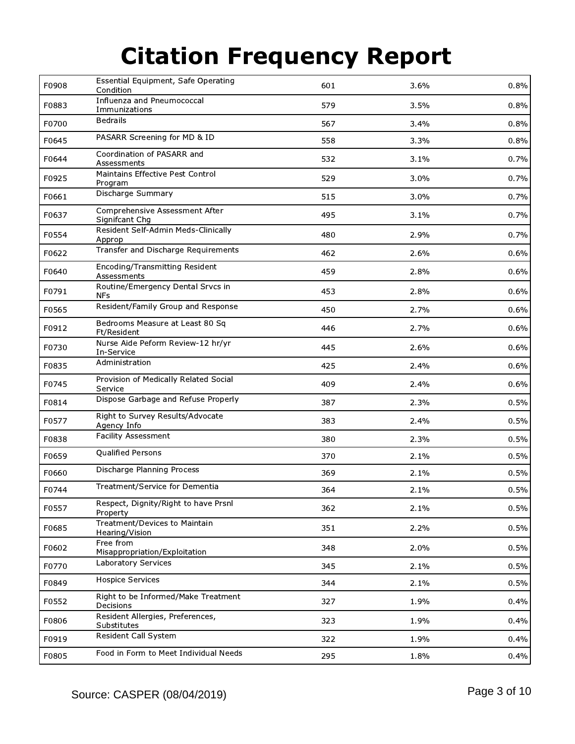# Citation Frequency Report

| | | | | |
|---|---|---|---|---|
| F0908 | Essential Equipment, Safe Operating Condition | 601 | 3.6% | 0.8% |
| F0883 | Influenza and Pneumococcal Immunizations | 579 | 3.5% | 0.8% |
| F0700 | Bedrails | 567 | 3.4% | 0.8% |
| F0645 | PASARR Screening for MD & ID | 558 | 3.3% | 0.8% |
| F0644 | Coordination of PASARR and Assessments | 532 | 3.1% | 0.7% |
| F0925 | Maintains Effective Pest Control Program | 529 | 3.0% | 0.7% |
| F0661 | Discharge Summary | 515 | 3.0% | 0.7% |
| F0637 | Comprehensive Assessment After Signifcant Chg | 495 | 3.1% | 0.7% |
| F0554 | Resident Self-Admin Meds-Clinically Approp | 480 | 2.9% | 0.7% |
| F0622 | Transfer and Discharge Requirements | 462 | 2.6% | 0.6% |
| F0640 | Encoding/Transmitting Resident Assessments | 459 | 2.8% | 0.6% |
| F0791 | Routine/Emergency Dental Srvcs in NFs | 453 | 2.8% | 0.6% |
| F0565 | Resident/Family Group and Response | 450 | 2.7% | 0.6% |
| F0912 | Bedrooms Measure at Least 80 Sq Ft/Resident | 446 | 2.7% | 0.6% |
| F0730 | Nurse Aide Peform Review-12 hr/yr In-Service | 445 | 2.6% | 0.6% |
| F0835 | Administration | 425 | 2.4% | 0.6% |
| F0745 | Provision of Medically Related Social Service | 409 | 2.4% | 0.6% |
| F0814 | Dispose Garbage and Refuse Properly | 387 | 2.3% | 0.5% |
| F0577 | Right to Survey Results/Advocate Agency Info | 383 | 2.4% | 0.5% |
| F0838 | Facility Assessment | 380 | 2.3% | 0.5% |
| F0659 | Qualified Persons | 370 | 2.1% | 0.5% |
| F0660 | Discharge Planning Process | 369 | 2.1% | 0.5% |
| F0744 | Treatment/Service for Dementia | 364 | 2.1% | 0.5% |
| F0557 | Respect, Dignity/Right to have Prsnl Property | 362 | 2.1% | 0.5% |
| F0685 | Treatment/Devices to Maintain Hearing/Vision | 351 | 2.2% | 0.5% |
| F0602 | Free from Misappropriation/Exploitation | 348 | 2.0% | 0.5% |
| F0770 | Laboratory Services | 345 | 2.1% | 0.5% |
| F0849 | Hospice Services | 344 | 2.1% | 0.5% |
| F0552 | Right to be Informed/Make Treatment Decisions | 327 | 1.9% | 0.4% |
| F0806 | Resident Allergies, Preferences, Substitutes | 323 | 1.9% | 0.4% |
| F0919 | Resident Call System | 322 | 1.9% | 0.4% |
| F0805 | Food in Form to Meet Individual Needs | 295 | 1.8% | 0.4% |

Source: CASPER (08/04/2019)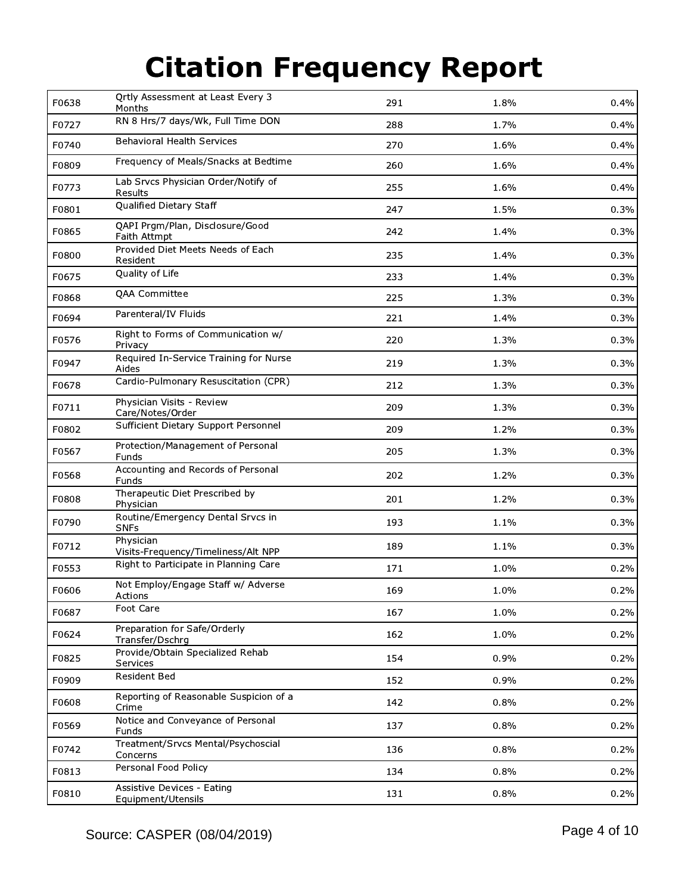# Citation Frequency Report

| | | | | |
|---|---|---|---|---|
| F0638 | Qrtly Assessment at Least Every 3 Months | 291 | 1.8% | 0.4% |
| F0727 | RN 8 Hrs/7 days/Wk, Full Time DON | 288 | 1.7% | 0.4% |
| F0740 | Behavioral Health Services | 270 | 1.6% | 0.4% |
| F0809 | Frequency of Meals/Snacks at Bedtime | 260 | 1.6% | 0.4% |
| F0773 | Lab Srvcs Physician Order/Notify of Results | 255 | 1.6% | 0.4% |
| F0801 | Qualified Dietary Staff | 247 | 1.5% | 0.3% |
| F0865 | QAPI Prgm/Plan, Disclosure/Good Faith Attmpt | 242 | 1.4% | 0.3% |
| F0800 | Provided Diet Meets Needs of Each Resident | 235 | 1.4% | 0.3% |
| F0675 | Quality of Life | 233 | 1.4% | 0.3% |
| F0868 | QAA Committee | 225 | 1.3% | 0.3% |
| F0694 | Parenteral/IV Fluids | 221 | 1.4% | 0.3% |
| F0576 | Right to Forms of Communication w/ Privacy | 220 | 1.3% | 0.3% |
| F0947 | Required In-Service Training for Nurse Aides | 219 | 1.3% | 0.3% |
| F0678 | Cardio-Pulmonary Resuscitation (CPR) | 212 | 1.3% | 0.3% |
| F0711 | Physician Visits - Review Care/Notes/Order | 209 | 1.3% | 0.3% |
| F0802 | Sufficient Dietary Support Personnel | 209 | 1.2% | 0.3% |
| F0567 | Protection/Management of Personal Funds | 205 | 1.3% | 0.3% |
| F0568 | Accounting and Records of Personal Funds | 202 | 1.2% | 0.3% |
| F0808 | Therapeutic Diet Prescribed by Physician | 201 | 1.2% | 0.3% |
| F0790 | Routine/Emergency Dental Srvcs in SNFs | 193 | 1.1% | 0.3% |
| F0712 | Physician Visits-Frequency/Timeliness/Alt NPP | 189 | 1.1% | 0.3% |
| F0553 | Right to Participate in Planning Care | 171 | 1.0% | 0.2% |
| F0606 | Not Employ/Engage Staff w/ Adverse Actions | 169 | 1.0% | 0.2% |
| F0687 | Foot Care | 167 | 1.0% | 0.2% |
| F0624 | Preparation for Safe/Orderly Transfer/Dschrg | 162 | 1.0% | 0.2% |
| F0825 | Provide/Obtain Specialized Rehab Services | 154 | 0.9% | 0.2% |
| F0909 | Resident Bed | 152 | 0.9% | 0.2% |
| F0608 | Reporting of Reasonable Suspicion of a Crime | 142 | 0.8% | 0.2% |
| F0569 | Notice and Conveyance of Personal Funds | 137 | 0.8% | 0.2% |
| F0742 | Treatment/Srvcs Mental/Psychoscial Concerns | 136 | 0.8% | 0.2% |
| F0813 | Personal Food Policy | 134 | 0.8% | 0.2% |
| F0810 | Assistive Devices - Eating Equipment/Utensils | 131 | 0.8% | 0.2% |

Source: CASPER (08/04/2019)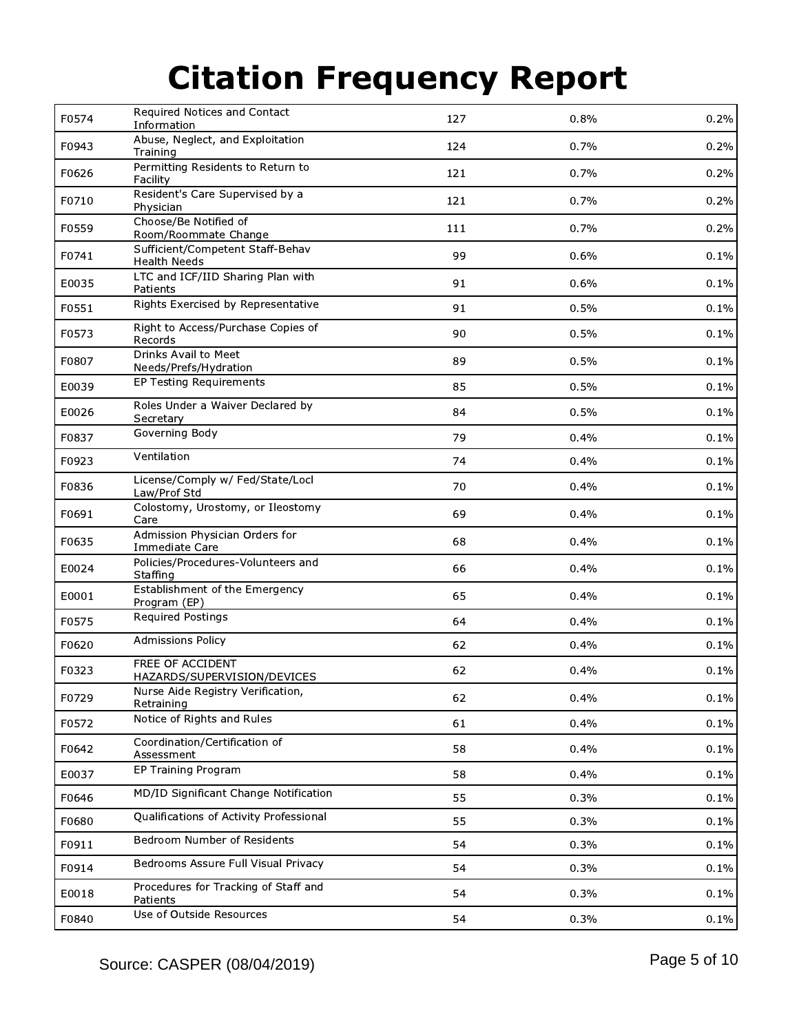# Citation Frequency Report

| | | | | |
|---|---|---|---|---|
| F0574 | Required Notices and Contact Information | 127 | 0.8% | 0.2% |
| F0943 | Abuse, Neglect, and Exploitation Training | 124 | 0.7% | 0.2% |
| F0626 | Permitting Residents to Return to Facility | 121 | 0.7% | 0.2% |
| F0710 | Resident's Care Supervised by a Physician | 121 | 0.7% | 0.2% |
| F0559 | Choose/Be Notified of Room/Roommate Change | 111 | 0.7% | 0.2% |
| F0741 | Sufficient/Competent Staff-Behav Health Needs | 99 | 0.6% | 0.1% |
| E0035 | LTC and ICF/IID Sharing Plan with Patients | 91 | 0.6% | 0.1% |
| F0551 | Rights Exercised by Representative | 91 | 0.5% | 0.1% |
| F0573 | Right to Access/Purchase Copies of Records | 90 | 0.5% | 0.1% |
| F0807 | Drinks Avail to Meet Needs/Prefs/Hydration | 89 | 0.5% | 0.1% |
| E0039 | EP Testing Requirements | 85 | 0.5% | 0.1% |
| E0026 | Roles Under a Waiver Declared by Secretary | 84 | 0.5% | 0.1% |
| F0837 | Governing Body | 79 | 0.4% | 0.1% |
| F0923 | Ventilation | 74 | 0.4% | 0.1% |
| F0836 | License/Comply w/ Fed/State/Locl Law/Prof Std | 70 | 0.4% | 0.1% |
| F0691 | Colostomy, Urostomy, or Ileostomy Care | 69 | 0.4% | 0.1% |
| F0635 | Admission Physician Orders for Immediate Care | 68 | 0.4% | 0.1% |
| E0024 | Policies/Procedures-Volunteers and Staffing | 66 | 0.4% | 0.1% |
| E0001 | Establishment of the Emergency Program (EP) | 65 | 0.4% | 0.1% |
| F0575 | Required Postings | 64 | 0.4% | 0.1% |
| F0620 | Admissions Policy | 62 | 0.4% | 0.1% |
| F0323 | FREE OF ACCIDENT HAZARDS/SUPERVISION/DEVICES | 62 | 0.4% | 0.1% |
| F0729 | Nurse Aide Registry Verification, Retraining | 62 | 0.4% | 0.1% |
| F0572 | Notice of Rights and Rules | 61 | 0.4% | 0.1% |
| F0642 | Coordination/Certification of Assessment | 58 | 0.4% | 0.1% |
| E0037 | EP Training Program | 58 | 0.4% | 0.1% |
| F0646 | MD/ID Significant Change Notification | 55 | 0.3% | 0.1% |
| F0680 | Qualifications of Activity Professional | 55 | 0.3% | 0.1% |
| F0911 | Bedroom Number of Residents | 54 | 0.3% | 0.1% |
| F0914 | Bedrooms Assure Full Visual Privacy | 54 | 0.3% | 0.1% |
| E0018 | Procedures for Tracking of Staff and Patients | 54 | 0.3% | 0.1% |
| F0840 | Use of Outside Resources | 54 | 0.3% | 0.1% |

Source: CASPER (08/04/2019)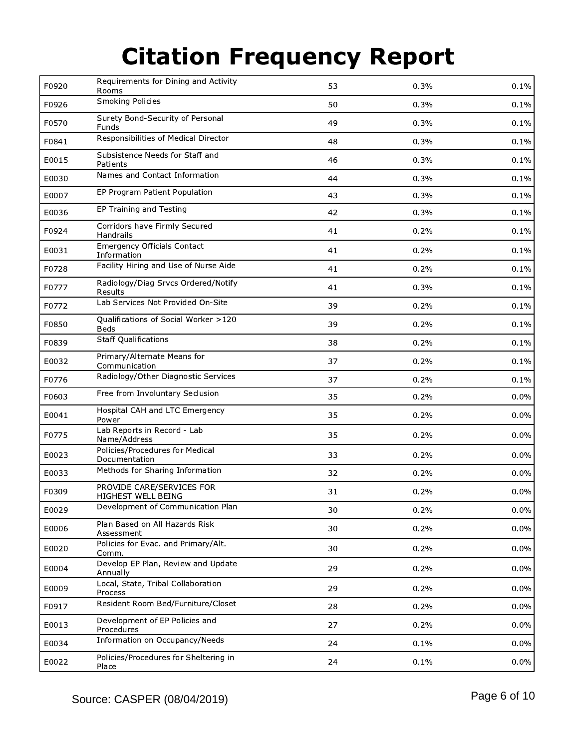# Citation Frequency Report

| | | | | |
|---|---|---|---|---|
| F0920 | Requirements for Dining and Activity Rooms | 53 | 0.3% | 0.1% |
| F0926 | Smoking Policies | 50 | 0.3% | 0.1% |
| F0570 | Surety Bond-Security of Personal Funds | 49 | 0.3% | 0.1% |
| F0841 | Responsibilities of Medical Director | 48 | 0.3% | 0.1% |
| E0015 | Subsistence Needs for Staff and Patients | 46 | 0.3% | 0.1% |
| E0030 | Names and Contact Information | 44 | 0.3% | 0.1% |
| E0007 | EP Program Patient Population | 43 | 0.3% | 0.1% |
| E0036 | EP Training and Testing | 42 | 0.3% | 0.1% |
| F0924 | Corridors have Firmly Secured Handrails | 41 | 0.2% | 0.1% |
| E0031 | Emergency Officials Contact Information | 41 | 0.2% | 0.1% |
| F0728 | Facility Hiring and Use of Nurse Aide | 41 | 0.2% | 0.1% |
| F0777 | Radiology/Diag Srvcs Ordered/Notify Results | 41 | 0.3% | 0.1% |
| F0772 | Lab Services Not Provided On-Site | 39 | 0.2% | 0.1% |
| F0850 | Qualifications of Social Worker >120 Beds | 39 | 0.2% | 0.1% |
| F0839 | Staff Qualifications | 38 | 0.2% | 0.1% |
| E0032 | Primary/Alternate Means for Communication | 37 | 0.2% | 0.1% |
| F0776 | Radiology/Other Diagnostic Services | 37 | 0.2% | 0.1% |
| F0603 | Free from Involuntary Seclusion | 35 | 0.2% | 0.0% |
| E0041 | Hospital CAH and LTC Emergency Power | 35 | 0.2% | 0.0% |
| F0775 | Lab Reports in Record - Lab Name/Address | 35 | 0.2% | 0.0% |
| E0023 | Policies/Procedures for Medical Documentation | 33 | 0.2% | 0.0% |
| E0033 | Methods for Sharing Information | 32 | 0.2% | 0.0% |
| F0309 | PROVIDE CARE/SERVICES FOR HIGHEST WELL BEING | 31 | 0.2% | 0.0% |
| E0029 | Development of Communication Plan | 30 | 0.2% | 0.0% |
| E0006 | Plan Based on All Hazards Risk Assessment | 30 | 0.2% | 0.0% |
| E0020 | Policies for Evac. and Primary/Alt. Comm. | 30 | 0.2% | 0.0% |
| E0004 | Develop EP Plan, Review and Update Annually | 29 | 0.2% | 0.0% |
| E0009 | Local, State, Tribal Collaboration Process | 29 | 0.2% | 0.0% |
| F0917 | Resident Room Bed/Furniture/Closet | 28 | 0.2% | 0.0% |
| E0013 | Development of EP Policies and Procedures | 27 | 0.2% | 0.0% |
| E0034 | Information on Occupancy/Needs | 24 | 0.1% | 0.0% |
| E0022 | Policies/Procedures for Sheltering in Place | 24 | 0.1% | 0.0% |

Source: CASPER (08/04/2019)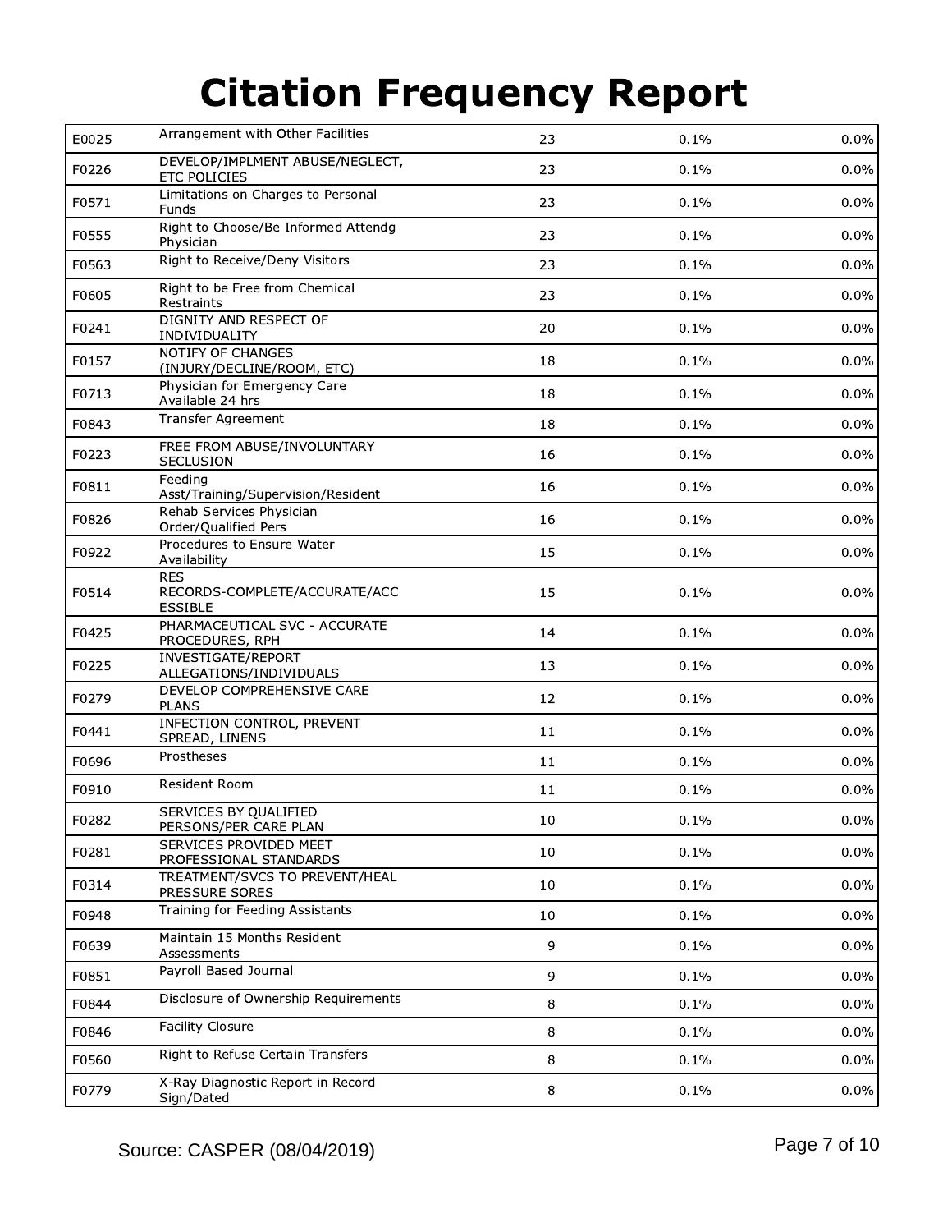# Citation Frequency Report

| | | | | |
|---|---|---|---|---|
| E0025 | Arrangement with Other Facilities | 23 | 0.1% | 0.0% |
| F0226 | DEVELOP/IMPLMENT ABUSE/NEGLECT, ETC POLICIES | 23 | 0.1% | 0.0% |
| F0571 | Limitations on Charges to Personal Funds | 23 | 0.1% | 0.0% |
| F0555 | Right to Choose/Be Informed Attendg Physician | 23 | 0.1% | 0.0% |
| F0563 | Right to Receive/Deny Visitors | 23 | 0.1% | 0.0% |
| F0605 | Right to be Free from Chemical Restraints | 23 | 0.1% | 0.0% |
| F0241 | DIGNITY AND RESPECT OF INDIVIDUALITY | 20 | 0.1% | 0.0% |
| F0157 | NOTIFY OF CHANGES (INJURY/DECLINE/ROOM, ETC) | 18 | 0.1% | 0.0% |
| F0713 | Physician for Emergency Care Available 24 hrs | 18 | 0.1% | 0.0% |
| F0843 | Transfer Agreement | 18 | 0.1% | 0.0% |
| F0223 | FREE FROM ABUSE/INVOLUNTARY SECLUSION | 16 | 0.1% | 0.0% |
| F0811 | Feeding Asst/Training/Supervision/Resident | 16 | 0.1% | 0.0% |
| F0826 | Rehab Services Physician Order/Qualified Pers | 16 | 0.1% | 0.0% |
| F0922 | Procedures to Ensure Water Availability | 15 | 0.1% | 0.0% |
| F0514 | RES RECORDS-COMPLETE/ACCURATE/ACCESSIBLE | 15 | 0.1% | 0.0% |
| F0425 | PHARMACEUTICAL SVC - ACCURATE PROCEDURES, RPH | 14 | 0.1% | 0.0% |
| F0225 | INVESTIGATE/REPORT ALLEGATIONS/INDIVIDUALS | 13 | 0.1% | 0.0% |
| F0279 | DEVELOP COMPREHENSIVE CARE PLANS | 12 | 0.1% | 0.0% |
| F0441 | INFECTION CONTROL, PREVENT SPREAD, LINENS | 11 | 0.1% | 0.0% |
| F0696 | Prostheses | 11 | 0.1% | 0.0% |
| F0910 | Resident Room | 11 | 0.1% | 0.0% |
| F0282 | SERVICES BY QUALIFIED PERSONS/PER CARE PLAN | 10 | 0.1% | 0.0% |
| F0281 | SERVICES PROVIDED MEET PROFESSIONAL STANDARDS | 10 | 0.1% | 0.0% |
| F0314 | TREATMENT/SVCS TO PREVENT/HEAL PRESSURE SORES | 10 | 0.1% | 0.0% |
| F0948 | Training for Feeding Assistants | 10 | 0.1% | 0.0% |
| F0639 | Maintain 15 Months Resident Assessments | 9 | 0.1% | 0.0% |
| F0851 | Payroll Based Journal | 9 | 0.1% | 0.0% |
| F0844 | Disclosure of Ownership Requirements | 8 | 0.1% | 0.0% |
| F0846 | Facility Closure | 8 | 0.1% | 0.0% |
| F0560 | Right to Refuse Certain Transfers | 8 | 0.1% | 0.0% |
| F0779 | X-Ray Diagnostic Report in Record Sign/Dated | 8 | 0.1% | 0.0% |

Source: CASPER (08/04/2019)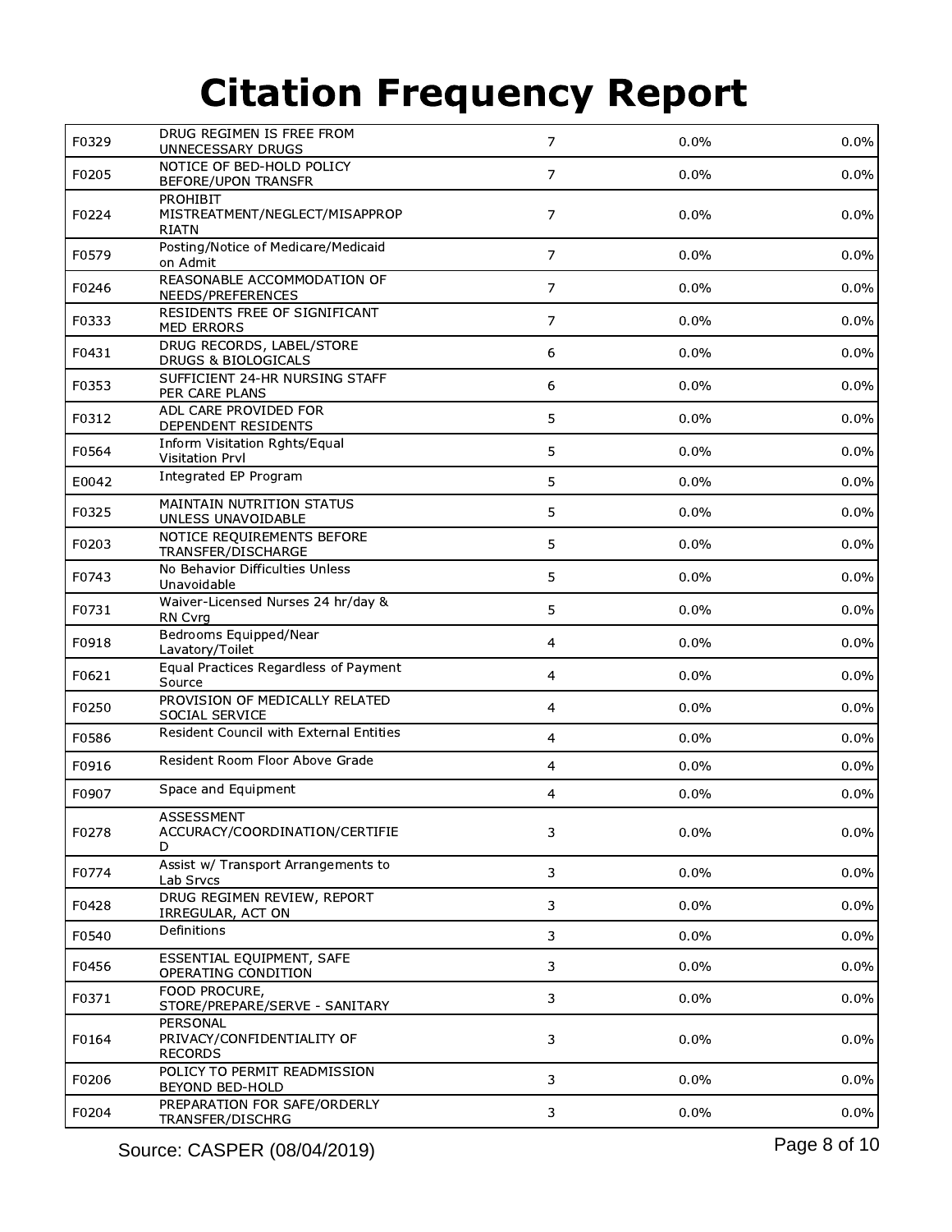# Citation Frequency Report

| | | | | |
|---|---|---|---|---|
| F0329 | DRUG REGIMEN IS FREE FROM UNNECESSARY DRUGS | 7 | 0.0% | 0.0% |
| F0205 | NOTICE OF BED-HOLD POLICY BEFORE/UPON TRANSFR | 7 | 0.0% | 0.0% |
| F0224 | PROHIBIT MISTREATMENT/NEGLECT/MISAPPROPRIATN | 7 | 0.0% | 0.0% |
| F0579 | Posting/Notice of Medicare/Medicaid on Admit | 7 | 0.0% | 0.0% |
| F0246 | REASONABLE ACCOMMODATION OF NEEDS/PREFERENCES | 7 | 0.0% | 0.0% |
| F0333 | RESIDENTS FREE OF SIGNIFICANT MED ERRORS | 7 | 0.0% | 0.0% |
| F0431 | DRUG RECORDS, LABEL/STORE DRUGS & BIOLOGICALS | 6 | 0.0% | 0.0% |
| F0353 | SUFFICIENT 24-HR NURSING STAFF PER CARE PLANS | 6 | 0.0% | 0.0% |
| F0312 | ADL CARE PROVIDED FOR DEPENDENT RESIDENTS | 5 | 0.0% | 0.0% |
| F0564 | Inform Visitation Rghts/Equal Visitation Prvl | 5 | 0.0% | 0.0% |
| E0042 | Integrated EP Program | 5 | 0.0% | 0.0% |
| F0325 | MAINTAIN NUTRITION STATUS UNLESS UNAVOIDABLE | 5 | 0.0% | 0.0% |
| F0203 | NOTICE REQUIREMENTS BEFORE TRANSFER/DISCHARGE | 5 | 0.0% | 0.0% |
| F0743 | No Behavior Difficulties Unless Unavoidable | 5 | 0.0% | 0.0% |
| F0731 | Waiver-Licensed Nurses 24 hr/day & RN Cvrg | 5 | 0.0% | 0.0% |
| F0918 | Bedrooms Equipped/Near Lavatory/Toilet | 4 | 0.0% | 0.0% |
| F0621 | Equal Practices Regardless of Payment Source | 4 | 0.0% | 0.0% |
| F0250 | PROVISION OF MEDICALLY RELATED SOCIAL SERVICE | 4 | 0.0% | 0.0% |
| F0586 | Resident Council with External Entities | 4 | 0.0% | 0.0% |
| F0916 | Resident Room Floor Above Grade | 4 | 0.0% | 0.0% |
| F0907 | Space and Equipment | 4 | 0.0% | 0.0% |
| F0278 | ASSESSMENT ACCURACY/COORDINATION/CERTIFIED | 3 | 0.0% | 0.0% |
| F0774 | Assist w/ Transport Arrangements to Lab Srvcs | 3 | 0.0% | 0.0% |
| F0428 | DRUG REGIMEN REVIEW, REPORT IRREGULAR, ACT ON | 3 | 0.0% | 0.0% |
| F0540 | Definitions | 3 | 0.0% | 0.0% |
| F0456 | ESSENTIAL EQUIPMENT, SAFE OPERATING CONDITION | 3 | 0.0% | 0.0% |
| F0371 | FOOD PROCURE, STORE/PREPARE/SERVE - SANITARY | 3 | 0.0% | 0.0% |
| F0164 | PERSONAL PRIVACY/CONFIDENTIALITY OF RECORDS | 3 | 0.0% | 0.0% |
| F0206 | POLICY TO PERMIT READMISSION BEYOND BED-HOLD | 3 | 0.0% | 0.0% |
| F0204 | PREPARATION FOR SAFE/ORDERLY TRANSFER/DISCHRG | 3 | 0.0% | 0.0% |

Source: CASPER (08/04/2019)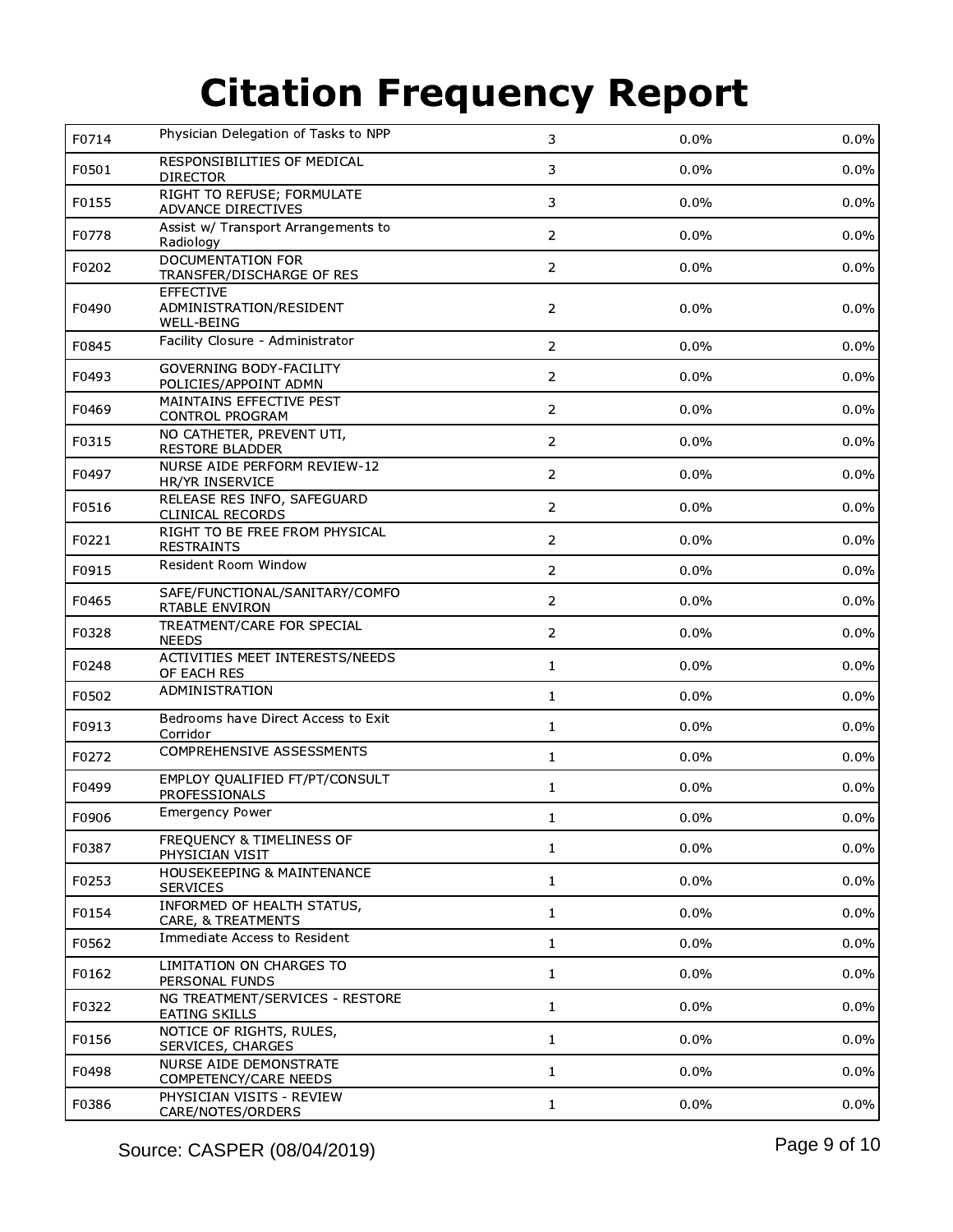# Citation Frequency Report

| | | | | |
|---|---|---|---|---|
| F0714 | Physician Delegation of Tasks to NPP | 3 | 0.0% | 0.0% |
| F0501 | RESPONSIBILITIES OF MEDICAL DIRECTOR | 3 | 0.0% | 0.0% |
| F0155 | RIGHT TO REFUSE; FORMULATE ADVANCE DIRECTIVES | 3 | 0.0% | 0.0% |
| F0778 | Assist w/ Transport Arrangements to Radiology | 2 | 0.0% | 0.0% |
| F0202 | DOCUMENTATION FOR TRANSFER/DISCHARGE OF RES | 2 | 0.0% | 0.0% |
| F0490 | EFFECTIVE ADMINISTRATION/RESIDENT WELL-BEING | 2 | 0.0% | 0.0% |
| F0845 | Facility Closure - Administrator | 2 | 0.0% | 0.0% |
| F0493 | GOVERNING BODY-FACILITY POLICIES/APPOINT ADMN | 2 | 0.0% | 0.0% |
| F0469 | MAINTAINS EFFECTIVE PEST CONTROL PROGRAM | 2 | 0.0% | 0.0% |
| F0315 | NO CATHETER, PREVENT UTI, RESTORE BLADDER | 2 | 0.0% | 0.0% |
| F0497 | NURSE AIDE PERFORM REVIEW-12 HR/YR INSERVICE | 2 | 0.0% | 0.0% |
| F0516 | RELEASE RES INFO, SAFEGUARD CLINICAL RECORDS | 2 | 0.0% | 0.0% |
| F0221 | RIGHT TO BE FREE FROM PHYSICAL RESTRAINTS | 2 | 0.0% | 0.0% |
| F0915 | Resident Room Window | 2 | 0.0% | 0.0% |
| F0465 | SAFE/FUNCTIONAL/SANITARY/COMFORTABLE ENVIRON | 2 | 0.0% | 0.0% |
| F0328 | TREATMENT/CARE FOR SPECIAL NEEDS | 2 | 0.0% | 0.0% |
| F0248 | ACTIVITIES MEET INTERESTS/NEEDS OF EACH RES | 1 | 0.0% | 0.0% |
| F0502 | ADMINISTRATION | 1 | 0.0% | 0.0% |
| F0913 | Bedrooms have Direct Access to Exit Corridor | 1 | 0.0% | 0.0% |
| F0272 | COMPREHENSIVE ASSESSMENTS | 1 | 0.0% | 0.0% |
| F0499 | EMPLOY QUALIFIED FT/PT/CONSULT PROFESSIONALS | 1 | 0.0% | 0.0% |
| F0906 | Emergency Power | 1 | 0.0% | 0.0% |
| F0387 | FREQUENCY & TIMELINESS OF PHYSICIAN VISIT | 1 | 0.0% | 0.0% |
| F0253 | HOUSEKEEPING & MAINTENANCE SERVICES | 1 | 0.0% | 0.0% |
| F0154 | INFORMED OF HEALTH STATUS, CARE, & TREATMENTS | 1 | 0.0% | 0.0% |
| F0562 | Immediate Access to Resident | 1 | 0.0% | 0.0% |
| F0162 | LIMITATION ON CHARGES TO PERSONAL FUNDS | 1 | 0.0% | 0.0% |
| F0322 | NG TREATMENT/SERVICES - RESTORE EATING SKILLS | 1 | 0.0% | 0.0% |
| F0156 | NOTICE OF RIGHTS, RULES, SERVICES, CHARGES | 1 | 0.0% | 0.0% |
| F0498 | NURSE AIDE DEMONSTRATE COMPETENCY/CARE NEEDS | 1 | 0.0% | 0.0% |
| F0386 | PHYSICIAN VISITS - REVIEW CARE/NOTES/ORDERS | 1 | 0.0% | 0.0% |

Source: CASPER (08/04/2019)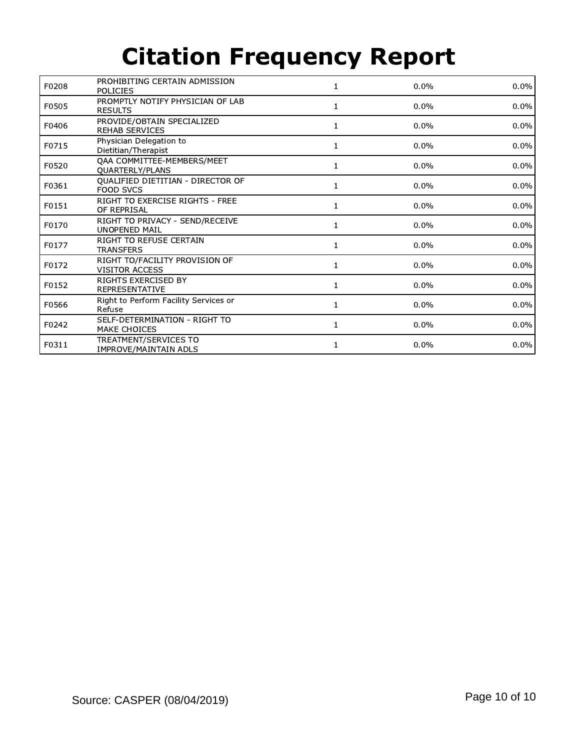# Citation Frequency Report

| | | | | |
|---|---|---|---|---|
| F0208 | PROHIBITING CERTAIN ADMISSION POLICIES | 1 | 0.0% | 0.0% |
| F0505 | PROMPTLY NOTIFY PHYSICIAN OF LAB RESULTS | 1 | 0.0% | 0.0% |
| F0406 | PROVIDE/OBTAIN SPECIALIZED REHAB SERVICES | 1 | 0.0% | 0.0% |
| F0715 | Physician Delegation to Dietitian/Therapist | 1 | 0.0% | 0.0% |
| F0520 | QAA COMMITTEE-MEMBERS/MEET QUARTERLY/PLANS | 1 | 0.0% | 0.0% |
| F0361 | QUALIFIED DIETITIAN - DIRECTOR OF FOOD SVCS | 1 | 0.0% | 0.0% |
| F0151 | RIGHT TO EXERCISE RIGHTS - FREE OF REPRISAL | 1 | 0.0% | 0.0% |
| F0170 | RIGHT TO PRIVACY - SEND/RECEIVE UNOPENED MAIL | 1 | 0.0% | 0.0% |
| F0177 | RIGHT TO REFUSE CERTAIN TRANSFERS | 1 | 0.0% | 0.0% |
| F0172 | RIGHT TO/FACILITY PROVISION OF VISITOR ACCESS | 1 | 0.0% | 0.0% |
| F0152 | RIGHTS EXERCISED BY REPRESENTATIVE | 1 | 0.0% | 0.0% |
| F0566 | Right to Perform Facility Services or Refuse | 1 | 0.0% | 0.0% |
| F0242 | SELF-DETERMINATION - RIGHT TO MAKE CHOICES | 1 | 0.0% | 0.0% |
| F0311 | TREATMENT/SERVICES TO IMPROVE/MAINTAIN ADLS | 1 | 0.0% | 0.0% |

Source: CASPER (08/04/2019)